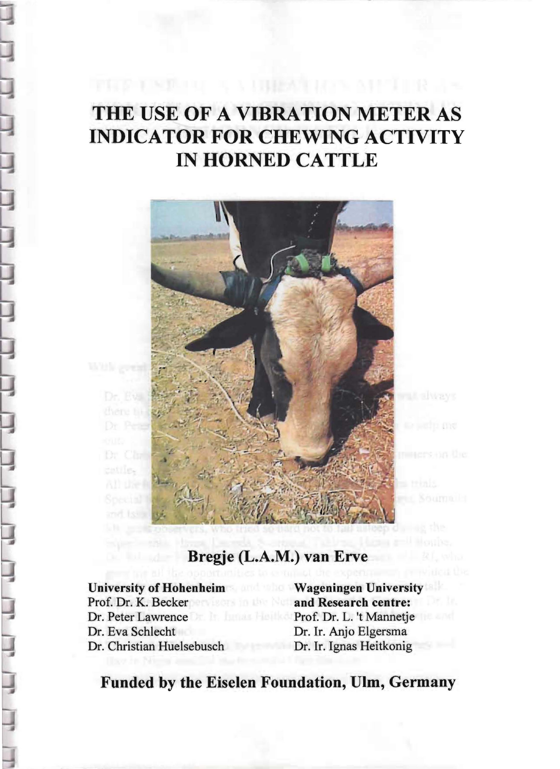# THE USE OF A VIBRATION METER AS INDICATOR FOR CHEWING ACTIVITY IN HORNED CATTLE

## Bregje (L.A.M.) van Erve

**University of Hohenheim**
Prof. Dr. K. Becker
Dr. Peter Lawrence
Dr. Eva Schlecht
Dr. Christian Huelsebusch

**Wageningen University and Research centre:**
Prof. Dr. L. 't Mannetje
Dr. Ir. Anjo Elgersma
Dr. Ir. Ignas Heitkonig

## Funded by the Eiselen Foundation, Ulm, Germany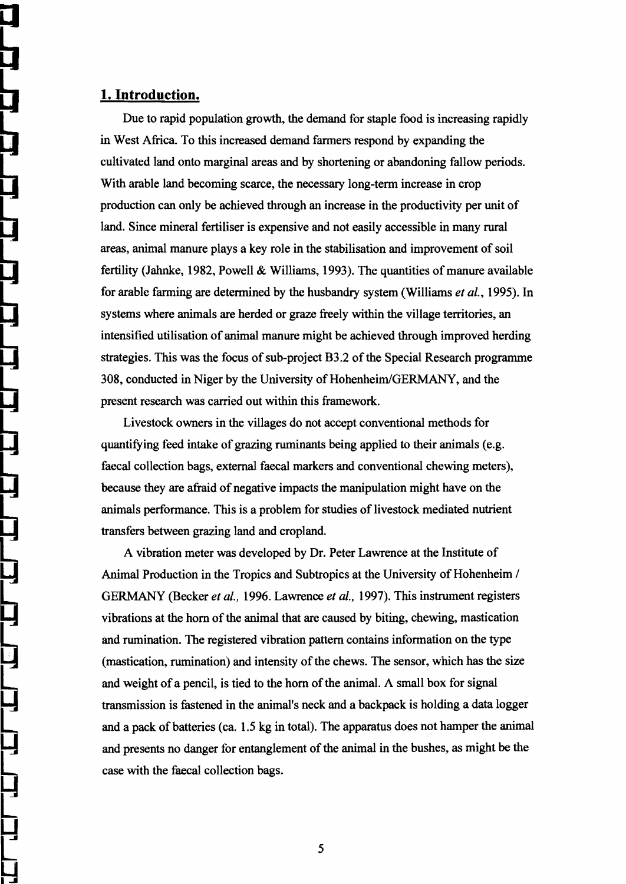## 1. Introduction.

Due to rapid population growth, the demand for staple food is increasing rapidly in West Africa. To this increased demand farmers respond by expanding the cultivated land onto marginal areas and by shortening or abandoning fallow periods. With arable land becoming scarce, the necessary long-term increase in crop production can only be achieved through an increase in the productivity per unit of land. Since mineral fertiliser is expensive and not easily accessible in many rural areas, animal manure plays a key role in the stabilisation and improvement of soil fertility (Jahnke, 1982, Powell & Williams, 1993). The quantities of manure available for arable farming are determined by the husbandry system (Williams *et al.*, 1995). In systems where animals are herded or graze freely within the village territories, an intensified utilisation of animal manure might be achieved through improved herding strategies. This was the focus of sub-project B3.2 of the Special Research programme 308, conducted in Niger by the University of Hohenheim/GERMANY, and the present research was carried out within this framework.

Livestock owners in the villages do not accept conventional methods for quantifying feed intake of grazing ruminants being applied to their animals (e.g. faecal collection bags, external faecal markers and conventional chewing meters), because they are afraid of negative impacts the manipulation might have on the animals performance. This is a problem for studies of livestock mediated nutrient transfers between grazing land and cropland.

A vibration meter was developed by Dr. Peter Lawrence at the Institute of Animal Production in the Tropics and Subtropics at the University of Hohenheim / GERMANY (Becker *et al.,* 1996. Lawrence *et al.,* 1997). This instrument registers vibrations at the horn of the animal that are caused by biting, chewing, mastication and rumination. The registered vibration pattern contains information on the type (mastication, rumination) and intensity of the chews. The sensor, which has the size and weight of a pencil, is tied to the horn of the animal. A small box for signal transmission is fastened in the animal's neck and a backpack is holding a data logger and a pack of batteries (ca. 1.5 kg in total). The apparatus does not hamper the animal and presents no danger for entanglement of the animal in the bushes, as might be the case with the faecal collection bags.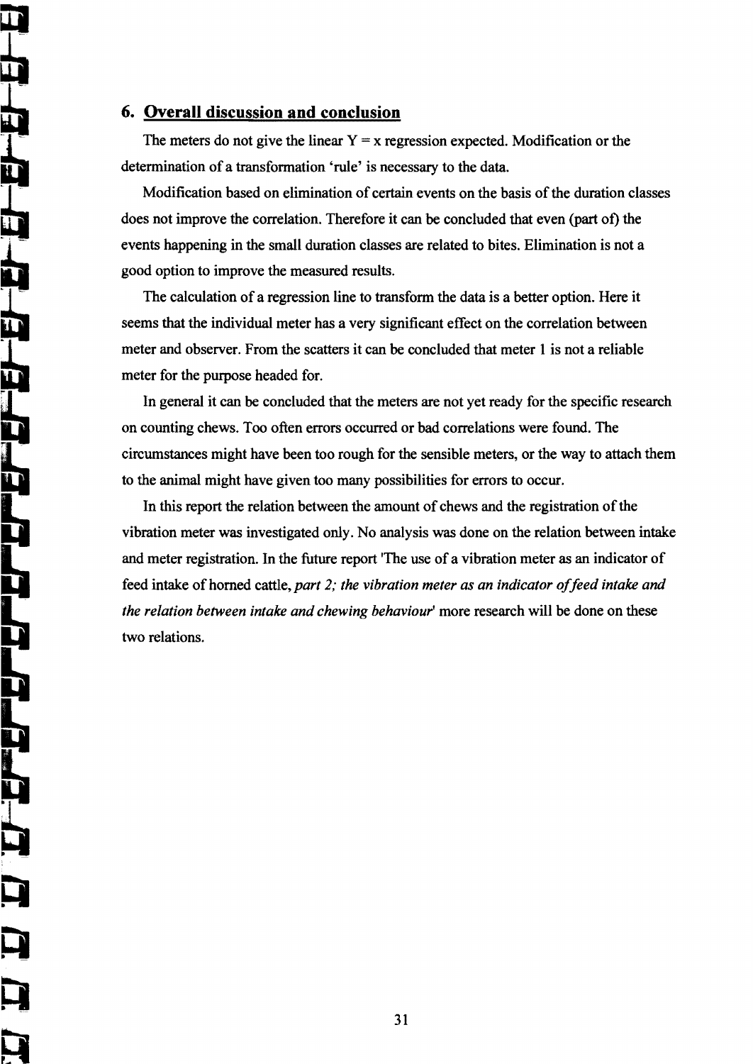## 6. Overall discussion and conclusion

The meters do not give the linear Y = x regression expected. Modification or the determination of a transformation 'rule' is necessary to the data.

Modification based on elimination of certain events on the basis of the duration classes does not improve the correlation. Therefore it can be concluded that even (part of) the events happening in the small duration classes are related to bites. Elimination is not a good option to improve the measured results.

The calculation of a regression line to transform the data is a better option. Here it seems that the individual meter has a very significant effect on the correlation between meter and observer. From the scatters it can be concluded that meter 1 is not a reliable meter for the purpose headed for.

In general it can be concluded that the meters are not yet ready for the specific research on counting chews. Too often errors occurred or bad correlations were found. The circumstances might have been too rough for the sensible meters, or the way to attach them to the animal might have given too many possibilities for errors to occur.

In this report the relation between the amount of chews and the registration of the vibration meter was investigated only. No analysis was done on the relation between intake and meter registration. In the future report 'The use of a vibration meter as an indicator of feed intake of horned cattle, *part 2; the vibration meter as an indicator of feed intake and the relation between intake and chewing behaviour*' more research will be done on these two relations.